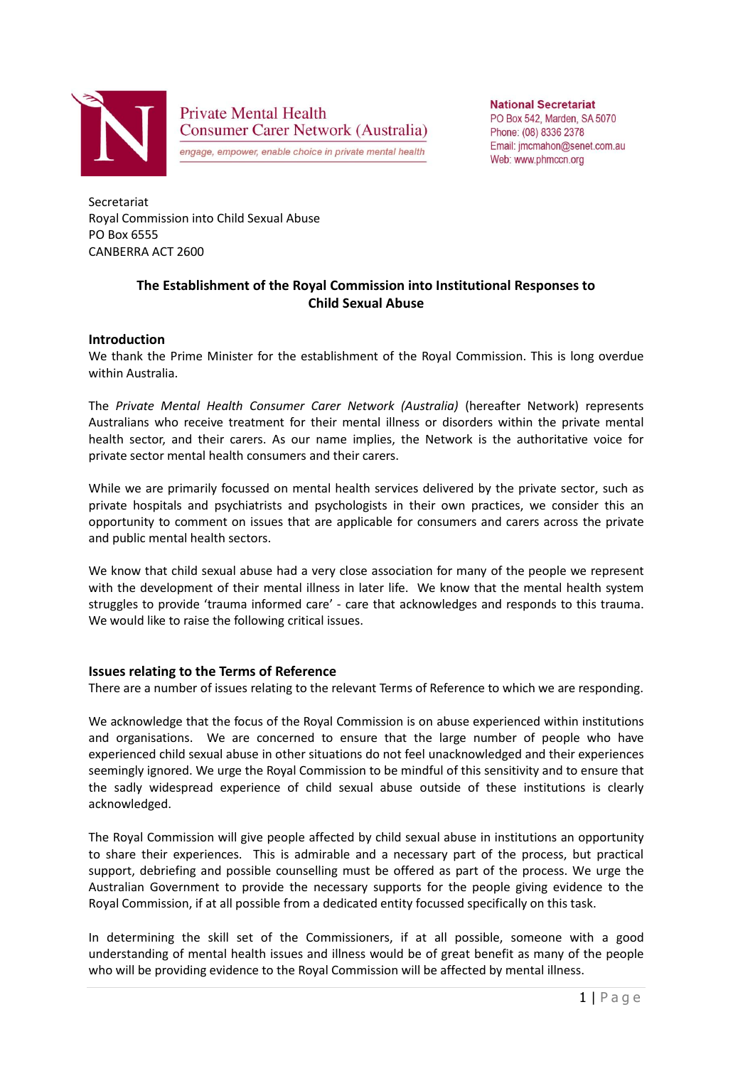Private Mental Health
Consumer Carer Network (Australia)
*engage, empower, enable choice in private mental health*

**National Secretariat**
PO Box 542, Marden, SA 5070
Phone: (08) 8336 2378
Email: jmcmahon@senet.com.au
Web: www.phmccn.org

Secretariat
Royal Commission into Child Sexual Abuse
PO Box 6555
CANBERRA ACT 2600

## The Establishment of the Royal Commission into Institutional Responses to Child Sexual Abuse

### Introduction

We thank the Prime Minister for the establishment of the Royal Commission. This is long overdue within Australia.

The *Private Mental Health Consumer Carer Network (Australia)* (hereafter Network) represents Australians who receive treatment for their mental illness or disorders within the private mental health sector, and their carers. As our name implies, the Network is the authoritative voice for private sector mental health consumers and their carers.

While we are primarily focussed on mental health services delivered by the private sector, such as private hospitals and psychiatrists and psychologists in their own practices, we consider this an opportunity to comment on issues that are applicable for consumers and carers across the private and public mental health sectors.

We know that child sexual abuse had a very close association for many of the people we represent with the development of their mental illness in later life. We know that the mental health system struggles to provide 'trauma informed care' - care that acknowledges and responds to this trauma. We would like to raise the following critical issues.

### Issues relating to the Terms of Reference

There are a number of issues relating to the relevant Terms of Reference to which we are responding.

We acknowledge that the focus of the Royal Commission is on abuse experienced within institutions and organisations. We are concerned to ensure that the large number of people who have experienced child sexual abuse in other situations do not feel unacknowledged and their experiences seemingly ignored. We urge the Royal Commission to be mindful of this sensitivity and to ensure that the sadly widespread experience of child sexual abuse outside of these institutions is clearly acknowledged.

The Royal Commission will give people affected by child sexual abuse in institutions an opportunity to share their experiences. This is admirable and a necessary part of the process, but practical support, debriefing and possible counselling must be offered as part of the process. We urge the Australian Government to provide the necessary supports for the people giving evidence to the Royal Commission, if at all possible from a dedicated entity focussed specifically on this task.

In determining the skill set of the Commissioners, if at all possible, someone with a good understanding of mental health issues and illness would be of great benefit as many of the people who will be providing evidence to the Royal Commission will be affected by mental illness.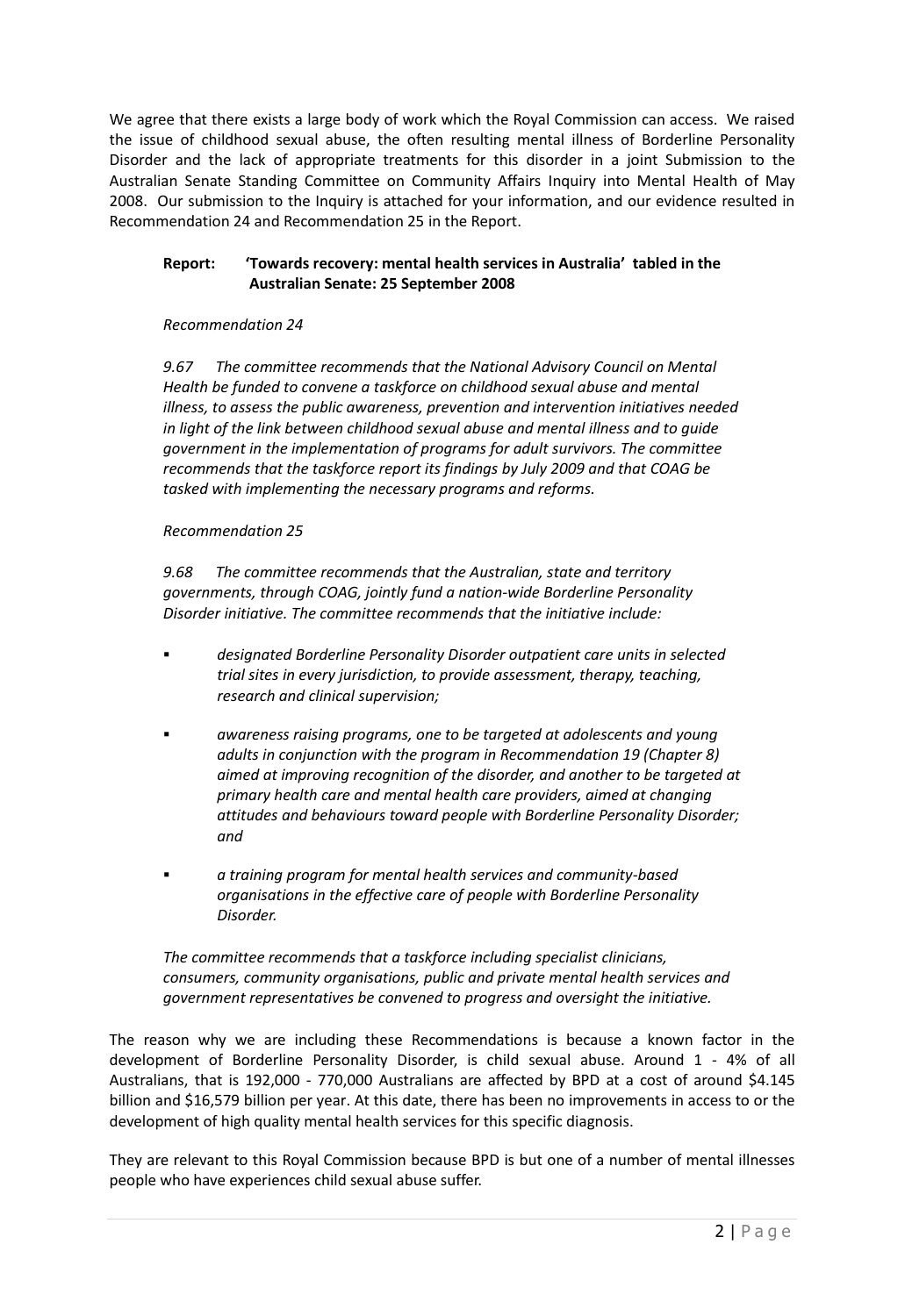We agree that there exists a large body of work which the Royal Commission can access. We raised the issue of childhood sexual abuse, the often resulting mental illness of Borderline Personality Disorder and the lack of appropriate treatments for this disorder in a joint Submission to the Australian Senate Standing Committee on Community Affairs Inquiry into Mental Health of May 2008. Our submission to the Inquiry is attached for your information, and our evidence resulted in Recommendation 24 and Recommendation 25 in the Report.

**Report: 'Towards recovery: mental health services in Australia' tabled in the Australian Senate: 25 September 2008**

*Recommendation 24*

*9.67 The committee recommends that the National Advisory Council on Mental Health be funded to convene a taskforce on childhood sexual abuse and mental illness, to assess the public awareness, prevention and intervention initiatives needed in light of the link between childhood sexual abuse and mental illness and to guide government in the implementation of programs for adult survivors. The committee recommends that the taskforce report its findings by July 2009 and that COAG be tasked with implementing the necessary programs and reforms.*

*Recommendation 25*

*9.68 The committee recommends that the Australian, state and territory governments, through COAG, jointly fund a nation-wide Borderline Personality Disorder initiative. The committee recommends that the initiative include:*

- *designated Borderline Personality Disorder outpatient care units in selected trial sites in every jurisdiction, to provide assessment, therapy, teaching, research and clinical supervision;*
- *awareness raising programs, one to be targeted at adolescents and young adults in conjunction with the program in Recommendation 19 (Chapter 8) aimed at improving recognition of the disorder, and another to be targeted at primary health care and mental health care providers, aimed at changing attitudes and behaviours toward people with Borderline Personality Disorder; and*
- *a training program for mental health services and community-based organisations in the effective care of people with Borderline Personality Disorder.*

*The committee recommends that a taskforce including specialist clinicians, consumers, community organisations, public and private mental health services and government representatives be convened to progress and oversight the initiative.*

The reason why we are including these Recommendations is because a known factor in the development of Borderline Personality Disorder, is child sexual abuse. Around 1 - 4% of all Australians, that is 192,000 - 770,000 Australians are affected by BPD at a cost of around $4.145 billion and $16,579 billion per year. At this date, there has been no improvements in access to or the development of high quality mental health services for this specific diagnosis.

They are relevant to this Royal Commission because BPD is but one of a number of mental illnesses people who have experiences child sexual abuse suffer.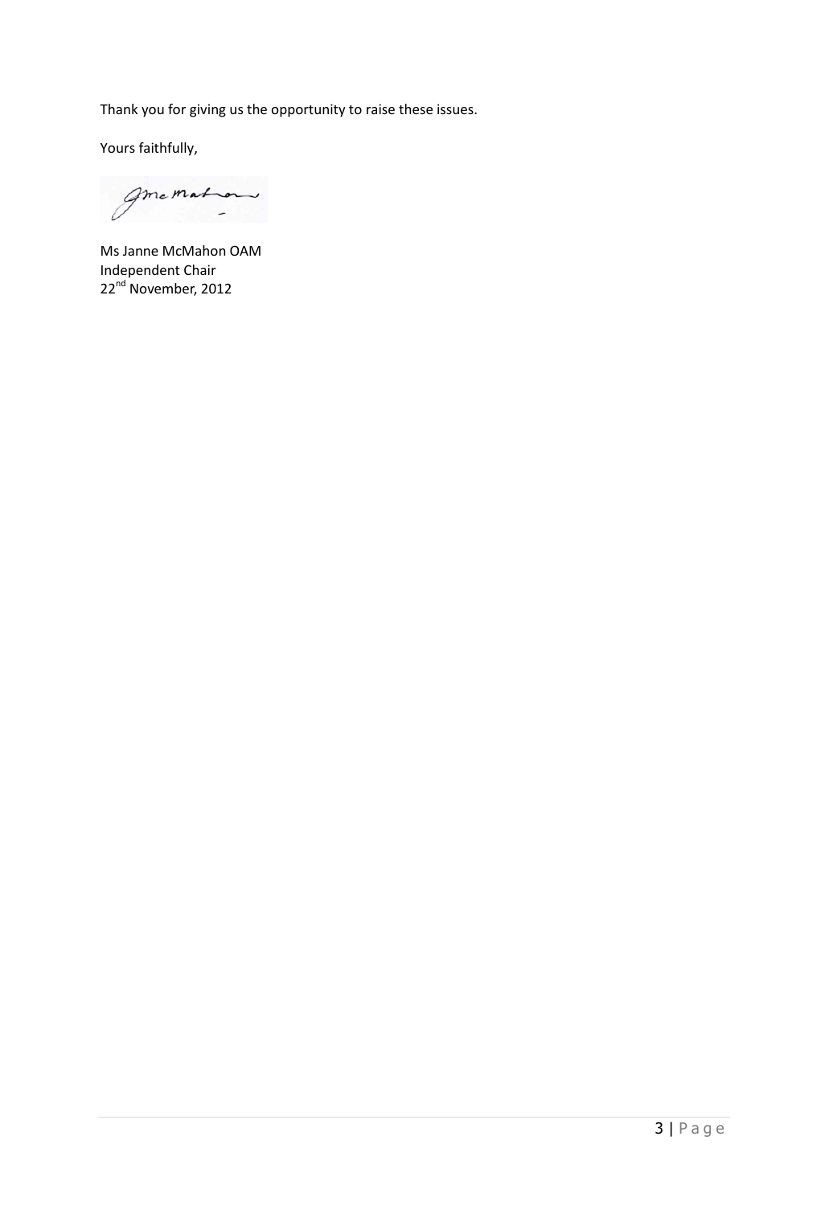Thank you for giving us the opportunity to raise these issues.

Yours faithfully,

Ms Janne McMahon OAM
Independent Chair
22nd November, 2012